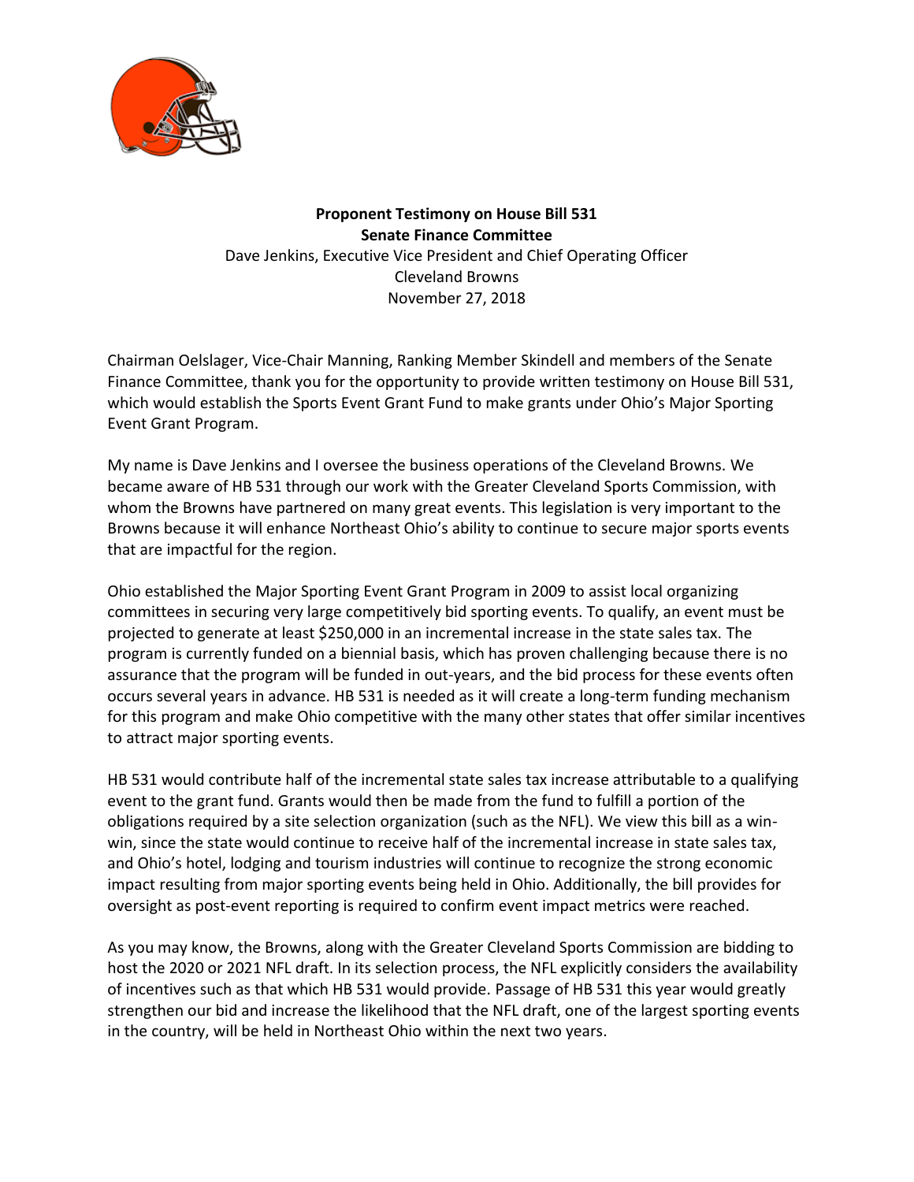**Proponent Testimony on House Bill 531**
**Senate Finance Committee**
Dave Jenkins, Executive Vice President and Chief Operating Officer
Cleveland Browns
November 27, 2018

Chairman Oelslager, Vice-Chair Manning, Ranking Member Skindell and members of the Senate Finance Committee, thank you for the opportunity to provide written testimony on House Bill 531, which would establish the Sports Event Grant Fund to make grants under Ohio's Major Sporting Event Grant Program.

My name is Dave Jenkins and I oversee the business operations of the Cleveland Browns. We became aware of HB 531 through our work with the Greater Cleveland Sports Commission, with whom the Browns have partnered on many great events. This legislation is very important to the Browns because it will enhance Northeast Ohio's ability to continue to secure major sports events that are impactful for the region.

Ohio established the Major Sporting Event Grant Program in 2009 to assist local organizing committees in securing very large competitively bid sporting events. To qualify, an event must be projected to generate at least $250,000 in an incremental increase in the state sales tax. The program is currently funded on a biennial basis, which has proven challenging because there is no assurance that the program will be funded in out-years, and the bid process for these events often occurs several years in advance. HB 531 is needed as it will create a long-term funding mechanism for this program and make Ohio competitive with the many other states that offer similar incentives to attract major sporting events.

HB 531 would contribute half of the incremental state sales tax increase attributable to a qualifying event to the grant fund. Grants would then be made from the fund to fulfill a portion of the obligations required by a site selection organization (such as the NFL). We view this bill as a win-win, since the state would continue to receive half of the incremental increase in state sales tax, and Ohio's hotel, lodging and tourism industries will continue to recognize the strong economic impact resulting from major sporting events being held in Ohio. Additionally, the bill provides for oversight as post-event reporting is required to confirm event impact metrics were reached.

As you may know, the Browns, along with the Greater Cleveland Sports Commission are bidding to host the 2020 or 2021 NFL draft. In its selection process, the NFL explicitly considers the availability of incentives such as that which HB 531 would provide. Passage of HB 531 this year would greatly strengthen our bid and increase the likelihood that the NFL draft, one of the largest sporting events in the country, will be held in Northeast Ohio within the next two years.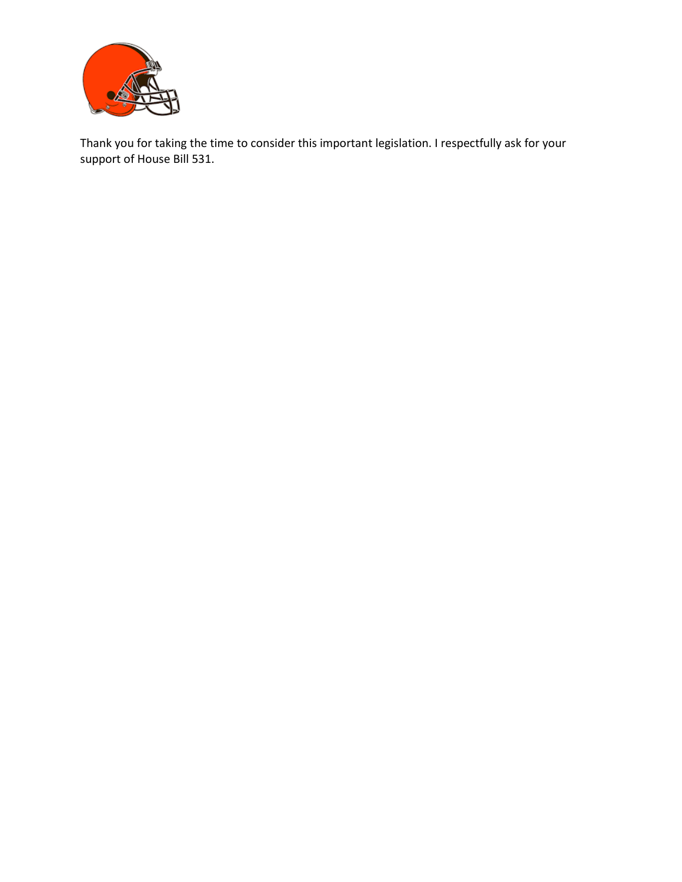Thank you for taking the time to consider this important legislation. I respectfully ask for your support of House Bill 531.